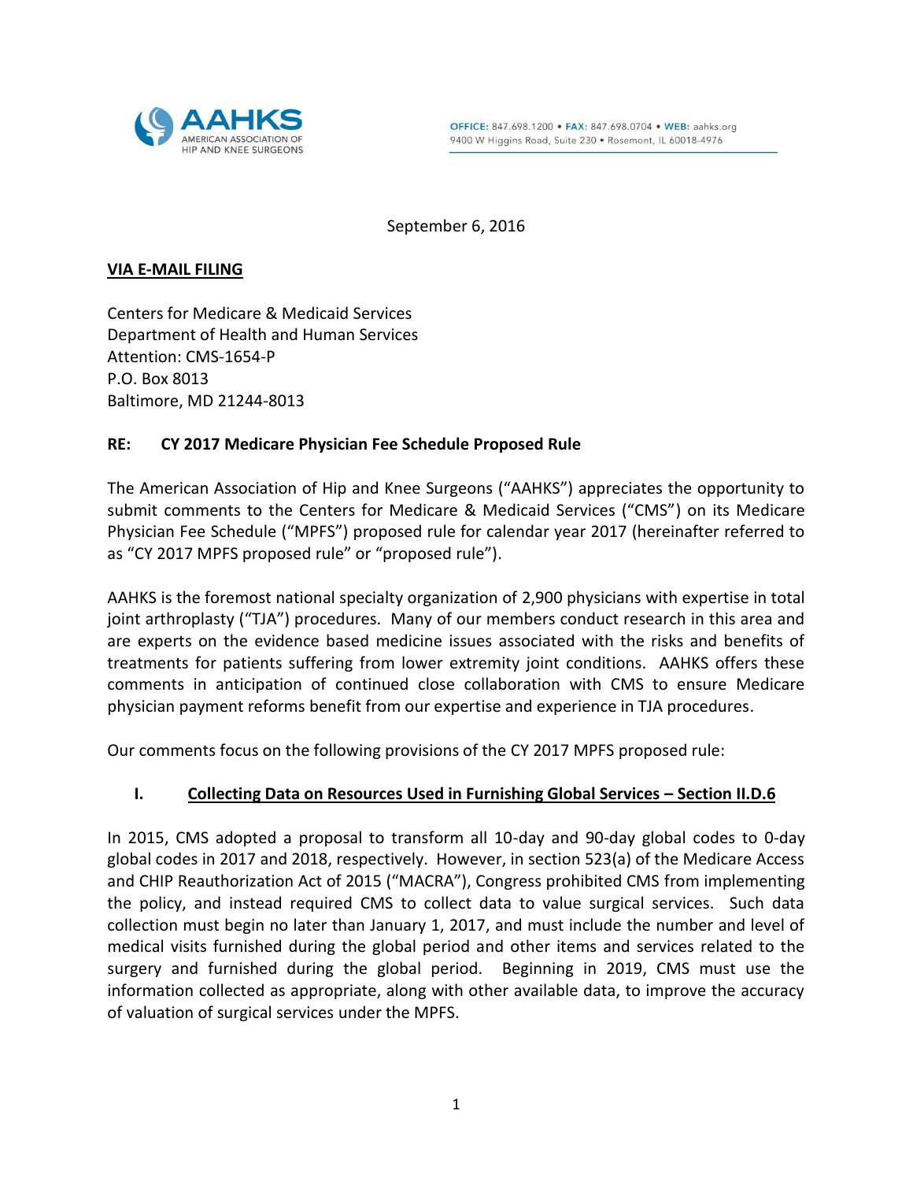AAHKS
AMERICAN ASSOCIATION OF HIP AND KNEE SURGEONS

OFFICE: 847.698.1200 • FAX: 847.698.0704 • WEB: aahks.org
9400 W Higgins Road, Suite 230 • Rosemont, IL 60018-4976

September 6, 2016

**VIA E-MAIL FILING**

Centers for Medicare & Medicaid Services
Department of Health and Human Services
Attention: CMS-1654-P
P.O. Box 8013
Baltimore, MD 21244-8013

**RE: CY 2017 Medicare Physician Fee Schedule Proposed Rule**

The American Association of Hip and Knee Surgeons ("AAHKS") appreciates the opportunity to submit comments to the Centers for Medicare & Medicaid Services ("CMS") on its Medicare Physician Fee Schedule ("MPFS") proposed rule for calendar year 2017 (hereinafter referred to as "CY 2017 MPFS proposed rule" or "proposed rule").

AAHKS is the foremost national specialty organization of 2,900 physicians with expertise in total joint arthroplasty ("TJA") procedures. Many of our members conduct research in this area and are experts on the evidence based medicine issues associated with the risks and benefits of treatments for patients suffering from lower extremity joint conditions. AAHKS offers these comments in anticipation of continued close collaboration with CMS to ensure Medicare physician payment reforms benefit from our expertise and experience in TJA procedures.

Our comments focus on the following provisions of the CY 2017 MPFS proposed rule:

## I. Collecting Data on Resources Used in Furnishing Global Services – Section II.D.6

In 2015, CMS adopted a proposal to transform all 10-day and 90-day global codes to 0-day global codes in 2017 and 2018, respectively. However, in section 523(a) of the Medicare Access and CHIP Reauthorization Act of 2015 ("MACRA"), Congress prohibited CMS from implementing the policy, and instead required CMS to collect data to value surgical services. Such data collection must begin no later than January 1, 2017, and must include the number and level of medical visits furnished during the global period and other items and services related to the surgery and furnished during the global period. Beginning in 2019, CMS must use the information collected as appropriate, along with other available data, to improve the accuracy of valuation of surgical services under the MPFS.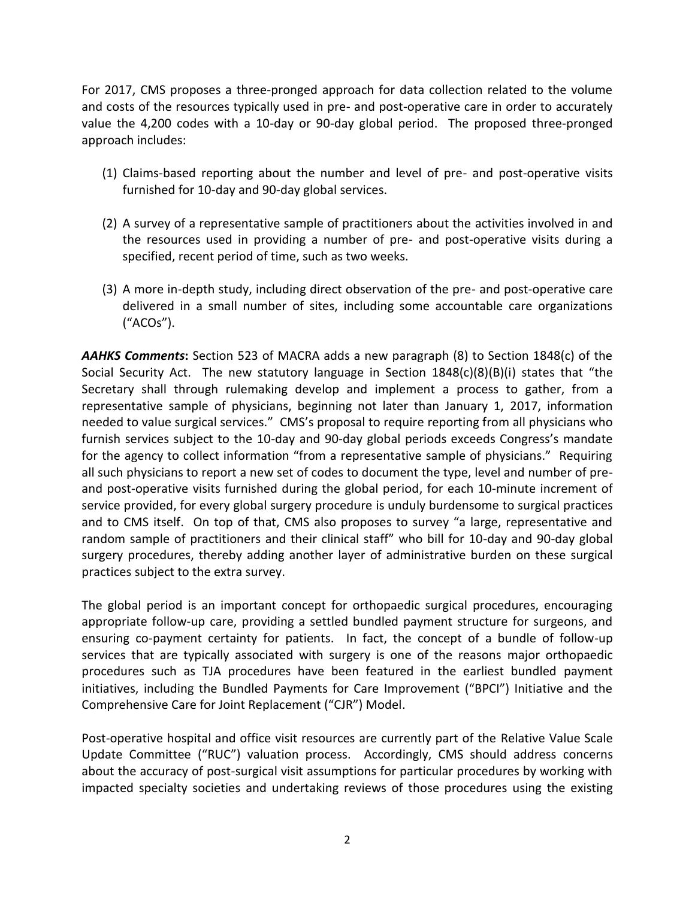For 2017, CMS proposes a three-pronged approach for data collection related to the volume and costs of the resources typically used in pre- and post-operative care in order to accurately value the 4,200 codes with a 10-day or 90-day global period. The proposed three-pronged approach includes:

(1) Claims-based reporting about the number and level of pre- and post-operative visits furnished for 10-day and 90-day global services.

(2) A survey of a representative sample of practitioners about the activities involved in and the resources used in providing a number of pre- and post-operative visits during a specified, recent period of time, such as two weeks.

(3) A more in-depth study, including direct observation of the pre- and post-operative care delivered in a small number of sites, including some accountable care organizations ("ACOs").

***AAHKS Comments*****:** Section 523 of MACRA adds a new paragraph (8) to Section 1848(c) of the Social Security Act. The new statutory language in Section 1848(c)(8)(B)(i) states that "the Secretary shall through rulemaking develop and implement a process to gather, from a representative sample of physicians, beginning not later than January 1, 2017, information needed to value surgical services." CMS's proposal to require reporting from all physicians who furnish services subject to the 10-day and 90-day global periods exceeds Congress's mandate for the agency to collect information "from a representative sample of physicians." Requiring all such physicians to report a new set of codes to document the type, level and number of pre- and post-operative visits furnished during the global period, for each 10-minute increment of service provided, for every global surgery procedure is unduly burdensome to surgical practices and to CMS itself. On top of that, CMS also proposes to survey "a large, representative and random sample of practitioners and their clinical staff" who bill for 10-day and 90-day global surgery procedures, thereby adding another layer of administrative burden on these surgical practices subject to the extra survey.

The global period is an important concept for orthopaedic surgical procedures, encouraging appropriate follow-up care, providing a settled bundled payment structure for surgeons, and ensuring co-payment certainty for patients. In fact, the concept of a bundle of follow-up services that are typically associated with surgery is one of the reasons major orthopaedic procedures such as TJA procedures have been featured in the earliest bundled payment initiatives, including the Bundled Payments for Care Improvement ("BPCI") Initiative and the Comprehensive Care for Joint Replacement ("CJR") Model.

Post-operative hospital and office visit resources are currently part of the Relative Value Scale Update Committee ("RUC") valuation process. Accordingly, CMS should address concerns about the accuracy of post-surgical visit assumptions for particular procedures by working with impacted specialty societies and undertaking reviews of those procedures using the existing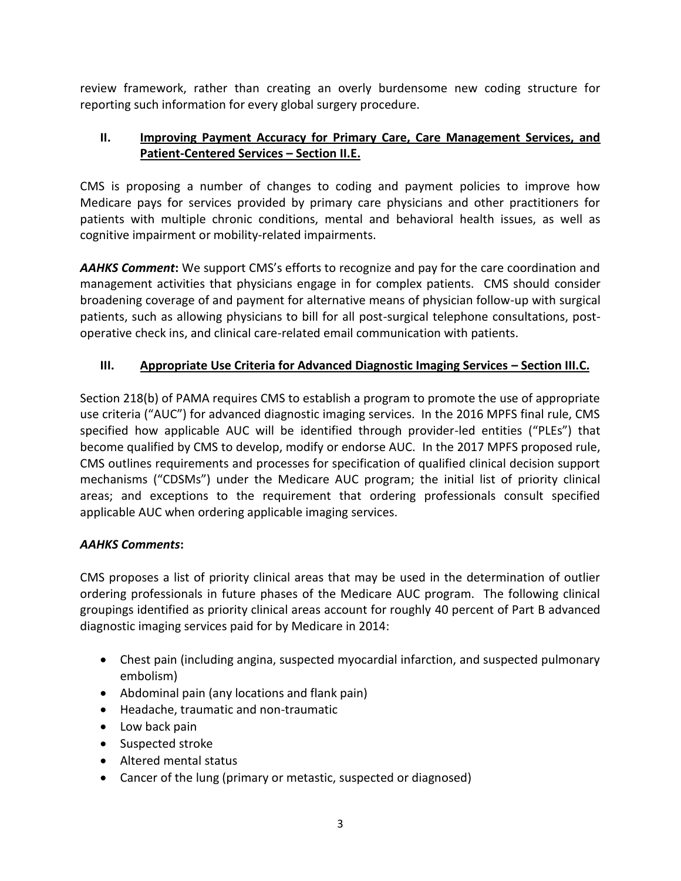review framework, rather than creating an overly burdensome new coding structure for reporting such information for every global surgery procedure.

## II. Improving Payment Accuracy for Primary Care, Care Management Services, and Patient-Centered Services – Section II.E.

CMS is proposing a number of changes to coding and payment policies to improve how Medicare pays for services provided by primary care physicians and other practitioners for patients with multiple chronic conditions, mental and behavioral health issues, as well as cognitive impairment or mobility-related impairments.

***AAHKS Comment*:** We support CMS's efforts to recognize and pay for the care coordination and management activities that physicians engage in for complex patients. CMS should consider broadening coverage of and payment for alternative means of physician follow-up with surgical patients, such as allowing physicians to bill for all post-surgical telephone consultations, post-operative check ins, and clinical care-related email communication with patients.

## III. Appropriate Use Criteria for Advanced Diagnostic Imaging Services – Section III.C.

Section 218(b) of PAMA requires CMS to establish a program to promote the use of appropriate use criteria ("AUC") for advanced diagnostic imaging services. In the 2016 MPFS final rule, CMS specified how applicable AUC will be identified through provider-led entities ("PLEs") that become qualified by CMS to develop, modify or endorse AUC. In the 2017 MPFS proposed rule, CMS outlines requirements and processes for specification of qualified clinical decision support mechanisms ("CDSMs") under the Medicare AUC program; the initial list of priority clinical areas; and exceptions to the requirement that ordering professionals consult specified applicable AUC when ordering applicable imaging services.

***AAHKS Comments*:**

CMS proposes a list of priority clinical areas that may be used in the determination of outlier ordering professionals in future phases of the Medicare AUC program. The following clinical groupings identified as priority clinical areas account for roughly 40 percent of Part B advanced diagnostic imaging services paid for by Medicare in 2014:

- Chest pain (including angina, suspected myocardial infarction, and suspected pulmonary embolism)
- Abdominal pain (any locations and flank pain)
- Headache, traumatic and non-traumatic
- Low back pain
- Suspected stroke
- Altered mental status
- Cancer of the lung (primary or metastic, suspected or diagnosed)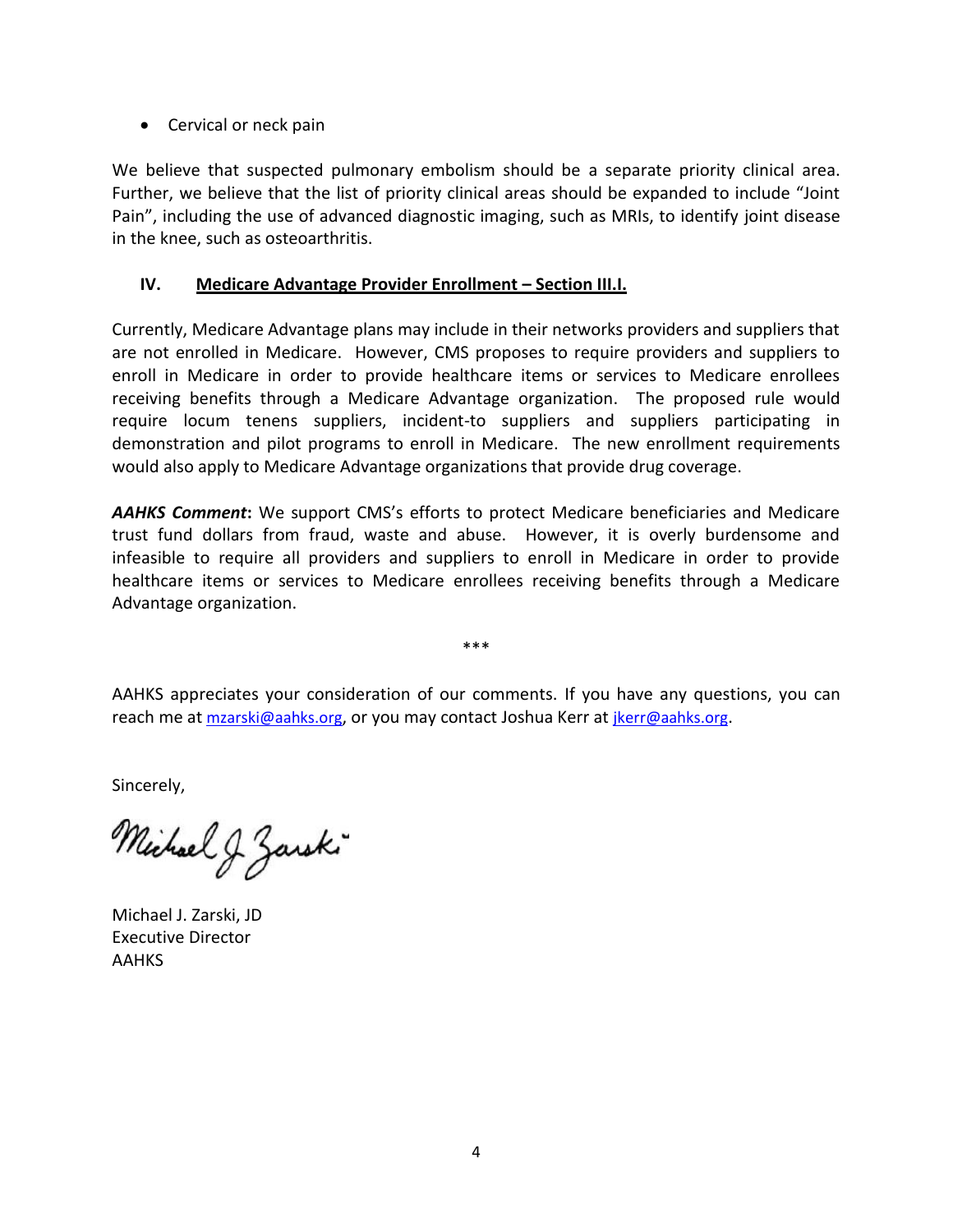- Cervical or neck pain

We believe that suspected pulmonary embolism should be a separate priority clinical area. Further, we believe that the list of priority clinical areas should be expanded to include "Joint Pain", including the use of advanced diagnostic imaging, such as MRIs, to identify joint disease in the knee, such as osteoarthritis.

## IV. Medicare Advantage Provider Enrollment – Section III.I.

Currently, Medicare Advantage plans may include in their networks providers and suppliers that are not enrolled in Medicare. However, CMS proposes to require providers and suppliers to enroll in Medicare in order to provide healthcare items or services to Medicare enrollees receiving benefits through a Medicare Advantage organization. The proposed rule would require locum tenens suppliers, incident-to suppliers and suppliers participating in demonstration and pilot programs to enroll in Medicare. The new enrollment requirements would also apply to Medicare Advantage organizations that provide drug coverage.

***AAHKS Comment*****:** We support CMS's efforts to protect Medicare beneficiaries and Medicare trust fund dollars from fraud, waste and abuse. However, it is overly burdensome and infeasible to require all providers and suppliers to enroll in Medicare in order to provide healthcare items or services to Medicare enrollees receiving benefits through a Medicare Advantage organization.

***

AAHKS appreciates your consideration of our comments. If you have any questions, you can reach me at mzarski@aahks.org, or you may contact Joshua Kerr at jkerr@aahks.org.

Sincerely,

Michael J. Zarski, JD
Executive Director
AAHKS